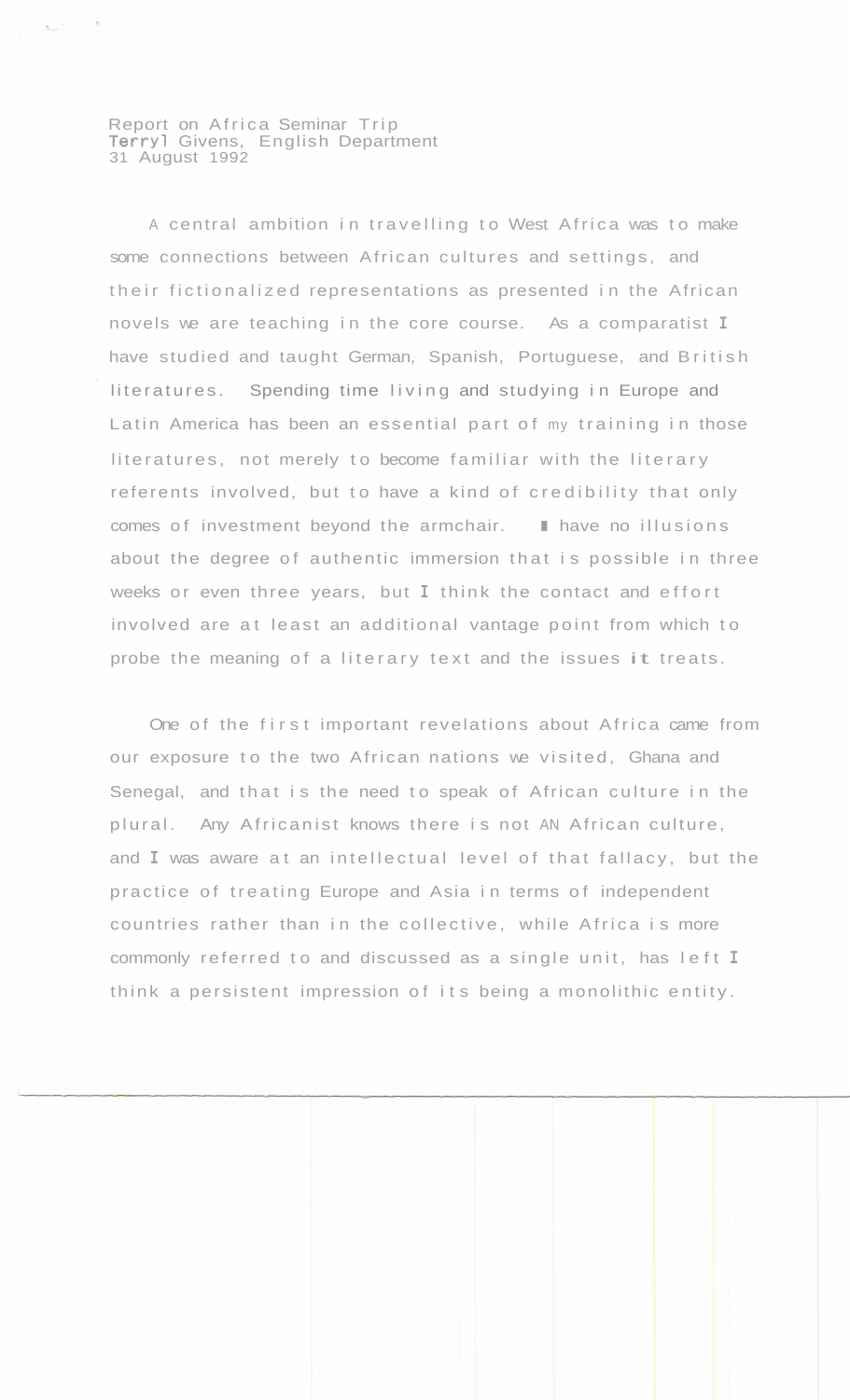Report on Africa Seminar Trip
Terryl Givens, English Department
31 August 1992

A central ambition in travelling to West Africa was to make some connections between African cultures and settings, and their fictionalized representations as presented in the African novels we are teaching in the core course. As a comparatist I have studied and taught German, Spanish, Portuguese, and British literatures. Spending time living and studying in Europe and Latin America has been an essential part of my training in those literatures, not merely to become familiar with the literary referents involved, but to have a kind of credibility that only comes of investment beyond the armchair. I have no illusions about the degree of authentic immersion that is possible in three weeks or even three years, but I think the contact and effort involved are at least an additional vantage point from which to probe the meaning of a literary text and the issues it treats.

One of the first important revelations about Africa came from our exposure to the two African nations we visited, Ghana and Senegal, and that is the need to speak of African culture in the plural. Any Africanist knows there is not AN African culture, and I was aware at an intellectual level of that fallacy, but the practice of treating Europe and Asia in terms of independent countries rather than in the collective, while Africa is more commonly referred to and discussed as a single unit, has left I think a persistent impression of its being a monolithic entity.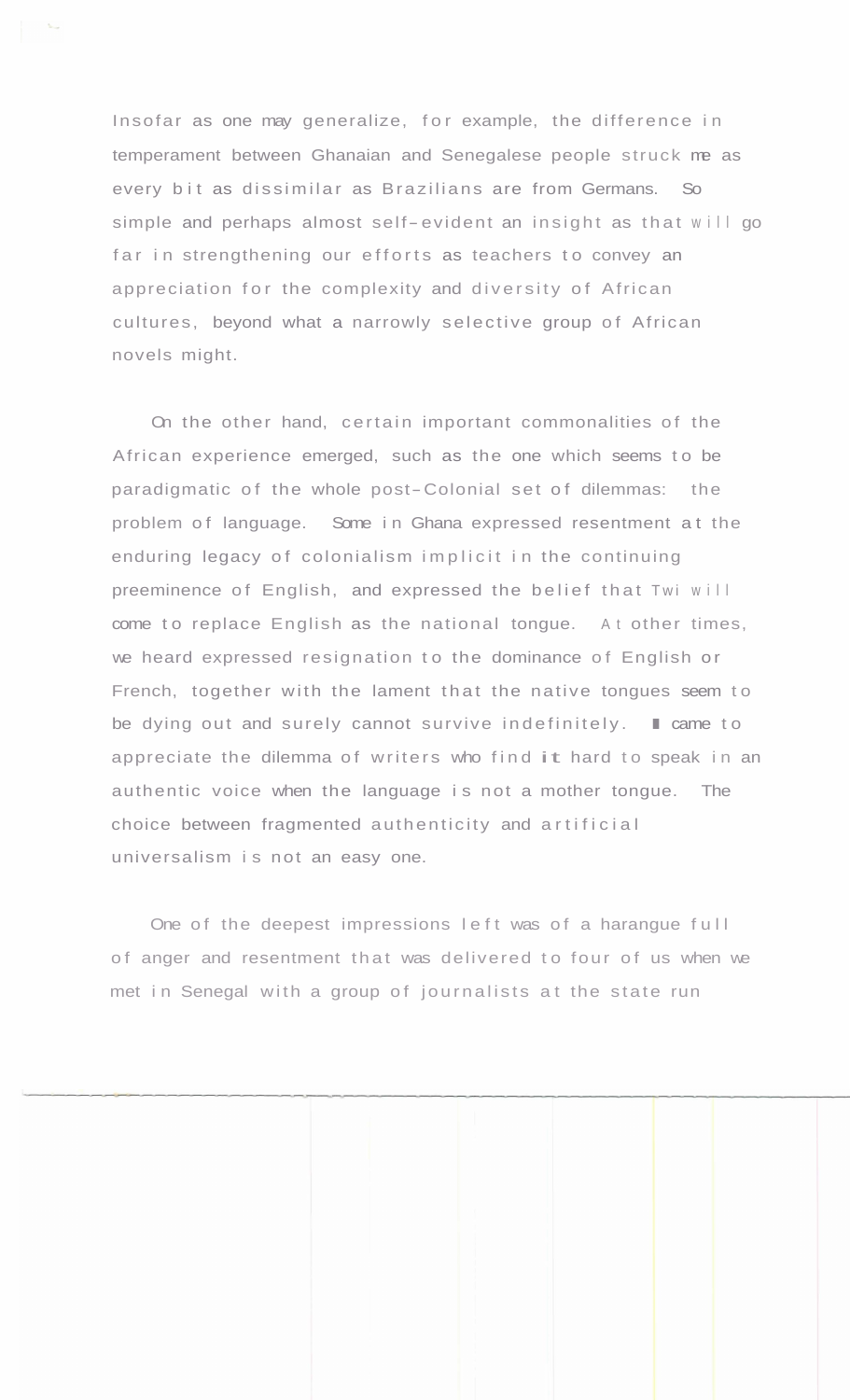Insofar as one may generalize, for example, the difference in temperament between Ghanaian and Senegalese people struck me as every bit as dissimilar as Brazilians are from Germans. So simple and perhaps almost self-evident an insight as that will go far in strengthening our efforts as teachers to convey an appreciation for the complexity and diversity of African cultures, beyond what a narrowly selective group of African novels might.

On the other hand, certain important commonalities of the African experience emerged, such as the one which seems to be paradigmatic of the whole post-Colonial set of dilemmas: the problem of language. Some in Ghana expressed resentment at the enduring legacy of colonialism implicit in the continuing preeminence of English, and expressed the belief that Twi will come to replace English as the national tongue. At other times, we heard expressed resignation to the dominance of English or French, together with the lament that the native tongues seem to be dying out and surely cannot survive indefinitely. I came to appreciate the dilemma of writers who find it hard to speak in an authentic voice when the language is not a mother tongue. The choice between fragmented authenticity and artificial universalism is not an easy one.

One of the deepest impressions left was of a harangue full of anger and resentment that was delivered to four of us when we met in Senegal with a group of journalists at the state run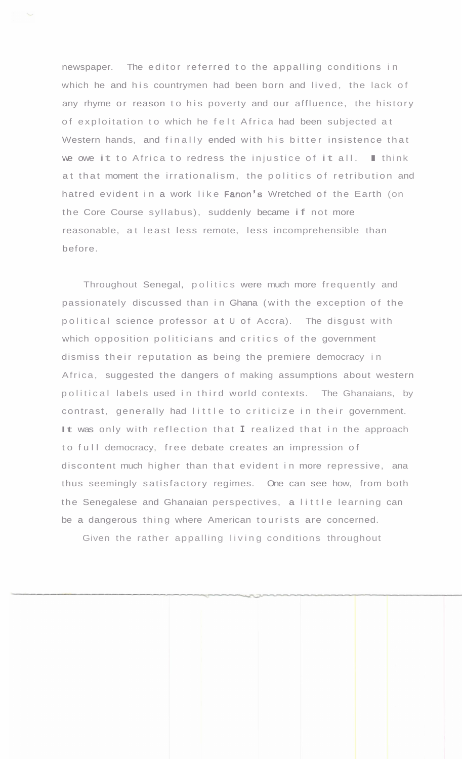newspaper. The editor referred to the appalling conditions in which he and his countrymen had been born and lived, the lack of any rhyme or reason to his poverty and our affluence, the history of exploitation to which he felt Africa had been subjected at Western hands, and finally ended with his bitter insistence that we owe it to Africa to redress the injustice of it all. I think at that moment the irrationalism, the politics of retribution and hatred evident in a work like Fanon's Wretched of the Earth (on the Core Course syllabus), suddenly became if not more reasonable, at least less remote, less incomprehensible than before.

Throughout Senegal, politics were much more frequently and passionately discussed than in Ghana (with the exception of the political science professor at U of Accra). The disgust with which opposition politicians and critics of the government dismiss their reputation as being the premiere democracy in Africa, suggested the dangers of making assumptions about western political labels used in third world contexts. The Ghanaians, by contrast, generally had little to criticize in their government. It was only with reflection that I realized that in the approach to full democracy, free debate creates an impression of discontent much higher than that evident in more repressive, ana thus seemingly satisfactory regimes. One can see how, from both the Senegalese and Ghanaian perspectives, a little learning can be a dangerous thing where American tourists are concerned.

Given the rather appalling living conditions throughout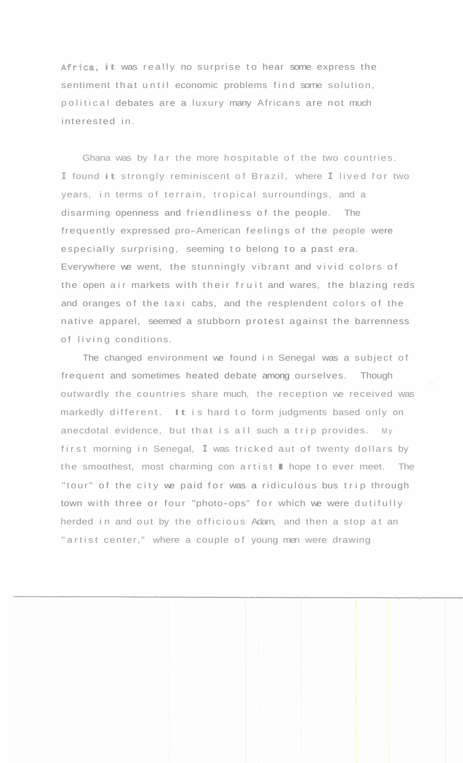Africa, it was really no surprise to hear some express the sentiment that until economic problems find some solution, political debates are a luxury many Africans are not much interested in.

Ghana was by far the more hospitable of the two countries. I found it strongly reminiscent of Brazil, where I lived for two years, in terms of terrain, tropical surroundings, and a disarming openness and friendliness of the people. The frequently expressed pro-American feelings of the people were especially surprising, seeming to belong to a past era. Everywhere we went, the stunningly vibrant and vivid colors of the open air markets with their fruit and wares, the blazing reds and oranges of the taxi cabs, and the resplendent colors of the native apparel, seemed a stubborn protest against the barrenness of living conditions.

The changed environment we found in Senegal was a subject of frequent and sometimes heated debate among ourselves. Though outwardly the countries share much, the reception we received was markedly different. It is hard to form judgments based only on anecdotal evidence, but that is all such a trip provides. My first morning in Senegal, I was tricked aut of twenty dollars by the smoothest, most charming con artist I hope to ever meet. The "tour" of the city we paid for was a ridiculous bus trip through town with three or four "photo-ops" for which we were dutifully herded in and out by the officious Adam, and then a stop at an "artist center," where a couple of young men were drawing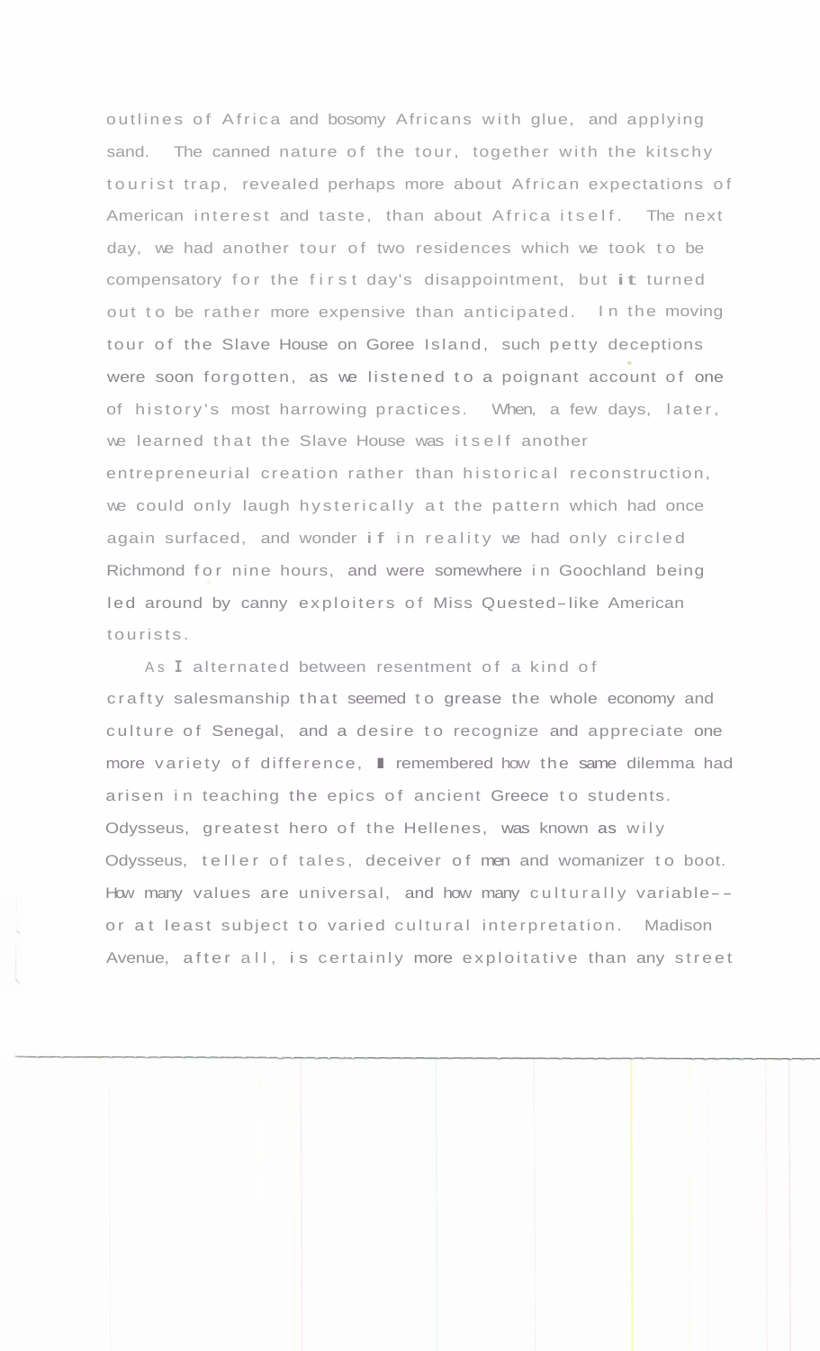outlines of Africa and bosomy Africans with glue, and applying sand. The canned nature of the tour, together with the kitschy tourist trap, revealed perhaps more about African expectations of American interest and taste, than about Africa itself. The next day, we had another tour of two residences which we took to be compensatory for the first day's disappointment, but it turned out to be rather more expensive than anticipated. In the moving tour of the Slave House on Goree Island, such petty deceptions were soon forgotten, as we listened to a poignant account of one of history's most harrowing practices. When, a few days, later, we learned that the Slave House was itself another entrepreneurial creation rather than historical reconstruction, we could only laugh hysterically at the pattern which had once again surfaced, and wonder if in reality we had only circled Richmond for nine hours, and were somewhere in Goochland being led around by canny exploiters of Miss Quested-like American tourists.

As I alternated between resentment of a kind of crafty salesmanship that seemed to grease the whole economy and culture of Senegal, and a desire to recognize and appreciate one more variety of difference, I remembered how the same dilemma had arisen in teaching the epics of ancient Greece to students. Odysseus, greatest hero of the Hellenes, was known as wily Odysseus, teller of tales, deceiver of men and womanizer to boot. How many values are universal, and how many culturally variable--or at least subject to varied cultural interpretation. Madison Avenue, after all, is certainly more exploitative than any street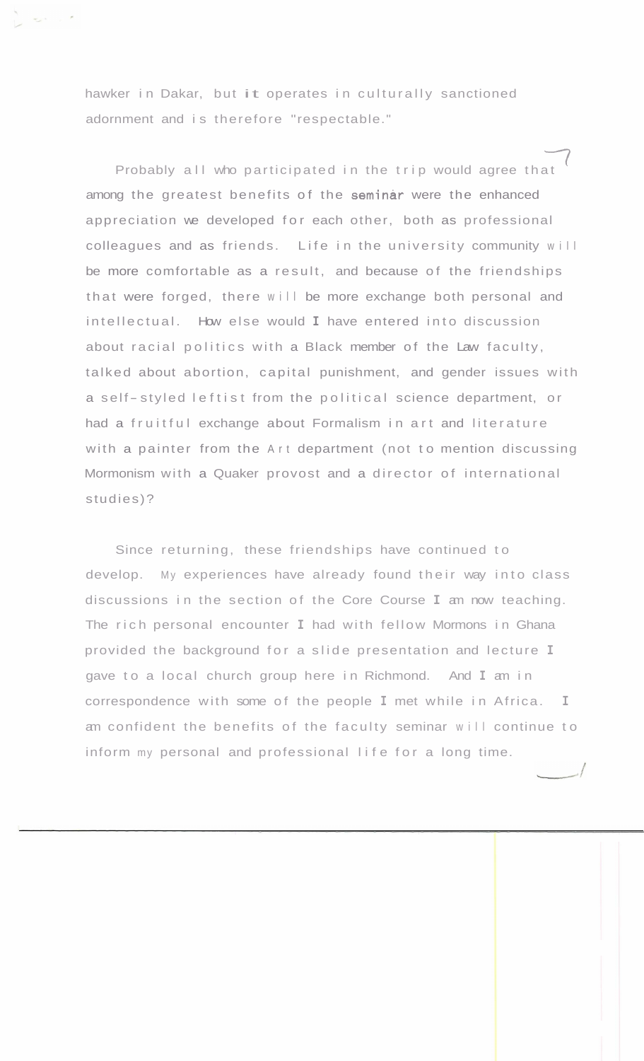hawker in Dakar, but it operates in culturally sanctioned adornment and is therefore "respectable."

Probably all who participated in the trip would agree that among the greatest benefits of the seminar were the enhanced appreciation we developed for each other, both as professional colleagues and as friends. Life in the university community will be more comfortable as a result, and because of the friendships that were forged, there will be more exchange both personal and intellectual. How else would I have entered into discussion about racial politics with a Black member of the Law faculty, talked about abortion, capital punishment, and gender issues with a self-styled leftist from the political science department, or had a fruitful exchange about Formalism in art and literature with a painter from the Art department (not to mention discussing Mormonism with a Quaker provost and a director of international studies)?

Since returning, these friendships have continued to develop. My experiences have already found their way into class discussions in the section of the Core Course I am now teaching. The rich personal encounter I had with fellow Mormons in Ghana provided the background for a slide presentation and lecture I gave to a local church group here in Richmond. And I am in correspondence with some of the people I met while in Africa. I am confident the benefits of the faculty seminar will continue to inform my personal and professional life for a long time.